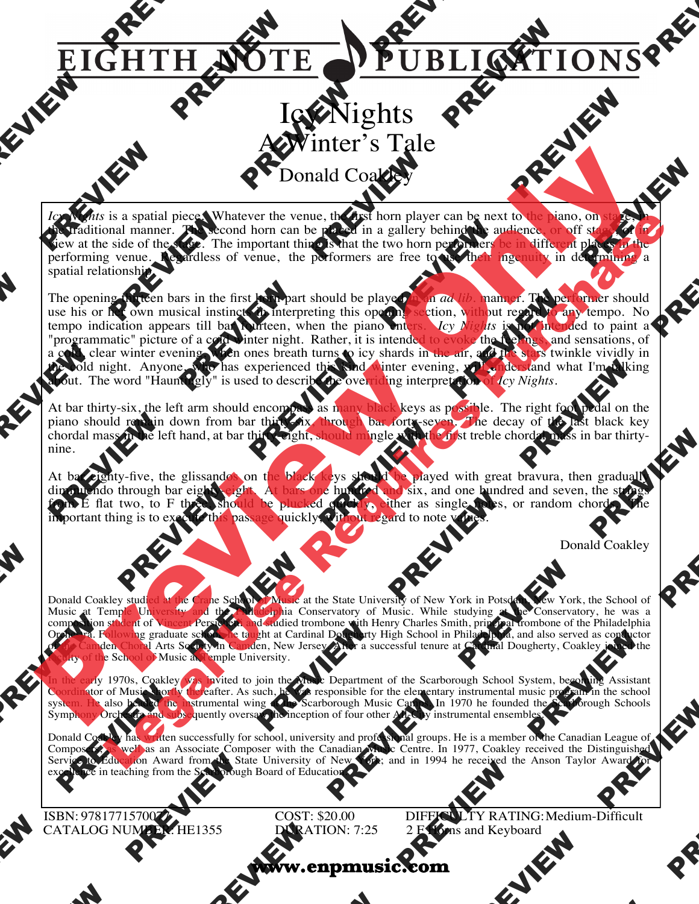# EIGHTH NOTE PUBLICATIONS

# Icy Nights
## A Winter's Tale
### Donald Coakley

*Icy Nights* is a spatial piece. Whatever the venue, the first horn player can be next to the piano, on stage, in the traditional manner. The second horn can be placed in a gallery behind the audience, or off stage, or in view at the side of the stage. The important thing is that the two horn performers be in different places in the performing venue. Regardless of venue, the performers are free to use their ingenuity in determining a spatial relationship.

The opening fifteen bars in the first horn part should be played in an *ad lib.* manner. The performer should use his or her own musical instincts in interpreting this opening section, without regard to any tempo. No tempo indication appears till bar fourteen, when the piano enters. *Icy Nights* is not intended to paint a "programmatic" picture of a cold winter night. Rather, it is intended to evoke the feelings, and sensations, of a cold, clear winter evening, when ones breath turns to icy shards in the air, and the stars twinkle vividly in the cold night. Anyone, who has experienced this kind winter evening, will understand what I'm talking about. The word "Hauntingly" is used to describe the overriding interpretation of *Icy Nights*.

At bar thirty-six, the left arm should encompass as many black keys as possible. The right foot pedal on the piano should remain down from bar thirty-six, through bar forty-seven. The decay of the last black key chordal mass in the left hand, at bar thirty-eight, should mingle with the first treble chordal mass in bar thirty-nine.

At bar eighty-five, the glissandos on the black keys should be played with great bravura, then gradually diminuendo through bar eighty-eight. At bars one hundred and six, and one hundred and seven, the strings from E flat two, to F three, should be plucked quickly, either as single notes, or random chords. The important thing is to execute this passage quickly, without regard to note values.

Donald Coakley

Donald Coakley studied at the Crane School of Music at the State University of New York in Potsdam, New York, the School of Music at Temple University and the Philadelphia Conservatory of Music. While studying at the Conservatory, he was a composition student of Vincent Persichetti and studied trombone with Henry Charles Smith, principal trombone of the Philadelphia Orchestra. Following graduate school, he taught at Cardinal Dougherty High School in Philadelphia, and also served as conductor of the Camden Choral Arts Society in Camden, New Jersey. After a successful tenure at Cardinal Dougherty, Coakley joined the faculty of the School of Music at Temple University.

In the early 1970s, Coakley was invited to join the Music Department of the Scarborough School System, becoming Assistant Coordinator of Music shortly thereafter. As such, he was responsible for the elementary instrumental music program in the school system. He also headed the instrumental wing of the Scarborough Music Camps. In 1970 he founded the Scarborough Schools Symphony Orchestra and subsequently oversaw the inception of four other All-City instrumental ensembles.

Donald Coakley has written successfully for school, university and professional groups. He is a member of the Canadian League of Composers, as well as an Associate Composer with the Canadian Music Centre. In 1977, Coakley received the Distinguished Service to Education Award from the State University of New York; and in 1994 he received the Anson Taylor Award for excellence in teaching from the Scarborough Board of Education.

ISBN: 9781771570077
CATALOG NUMBER: HE1355

COST: $20.00
DURATION: 7:25

DIFFICULTY RATING: Medium-Difficult
2 F Horns and Keyboard

www.enpmusic.com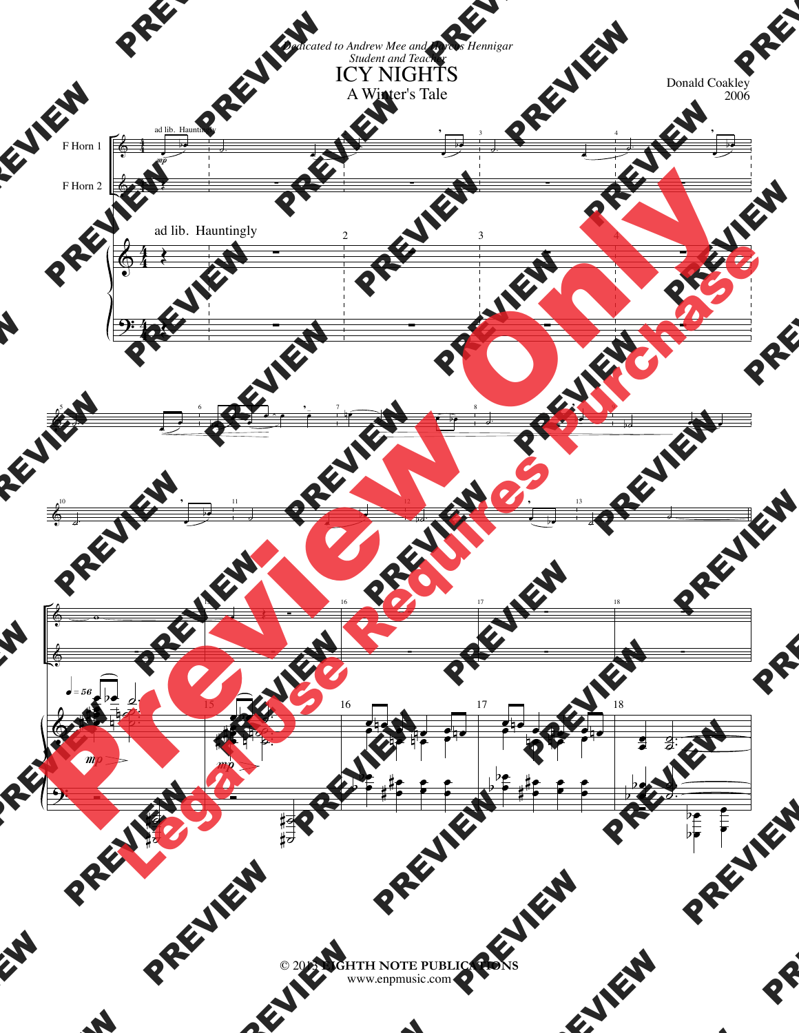*Dedicated to Andrew Mee and Marcus Hennigar*
*Student and Teacher*

# ICY NIGHTS
## A Winter's Tale

Donald Coakley
2006

© 2013 EIGHTH NOTE PUBLICATIONS
www.enpmusic.com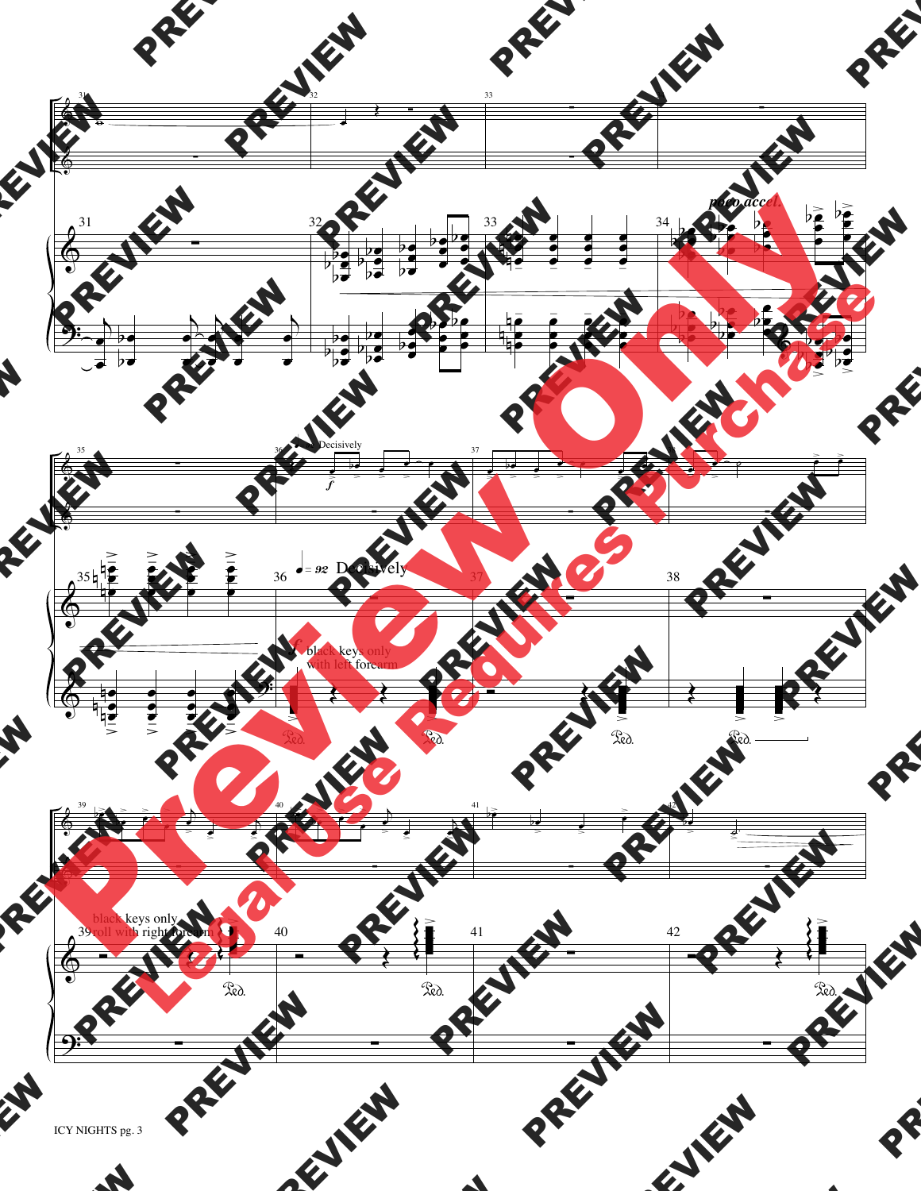poco accel.

♩ = 92 Decisively

Decisively

*f*

black keys only
with left forearm

black keys only
roll with right forearm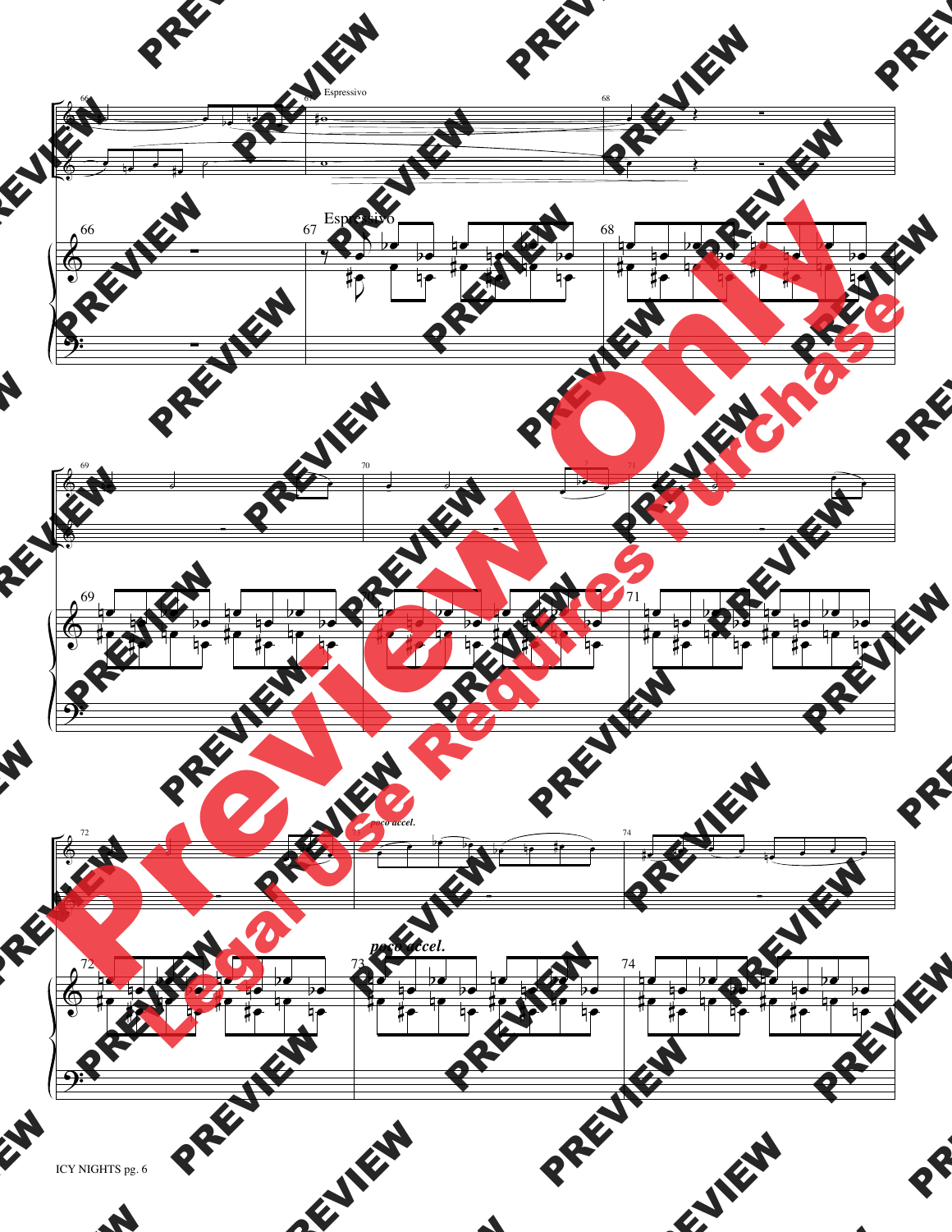Espressivo

Espressivo

*poco accel.*

*poco accel.*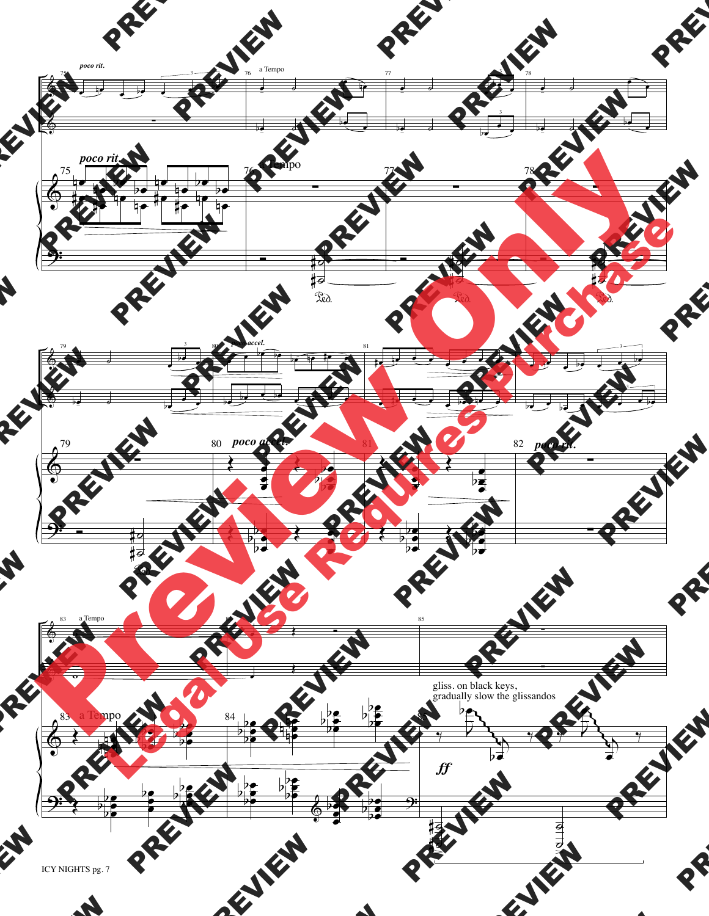*poco rit.*

a Tempo

*poco accel.*

*poco rit.*

a Tempo

gliss. on black keys,
gradually slow the glissandos

*ff*

ICY NIGHTS pg. 7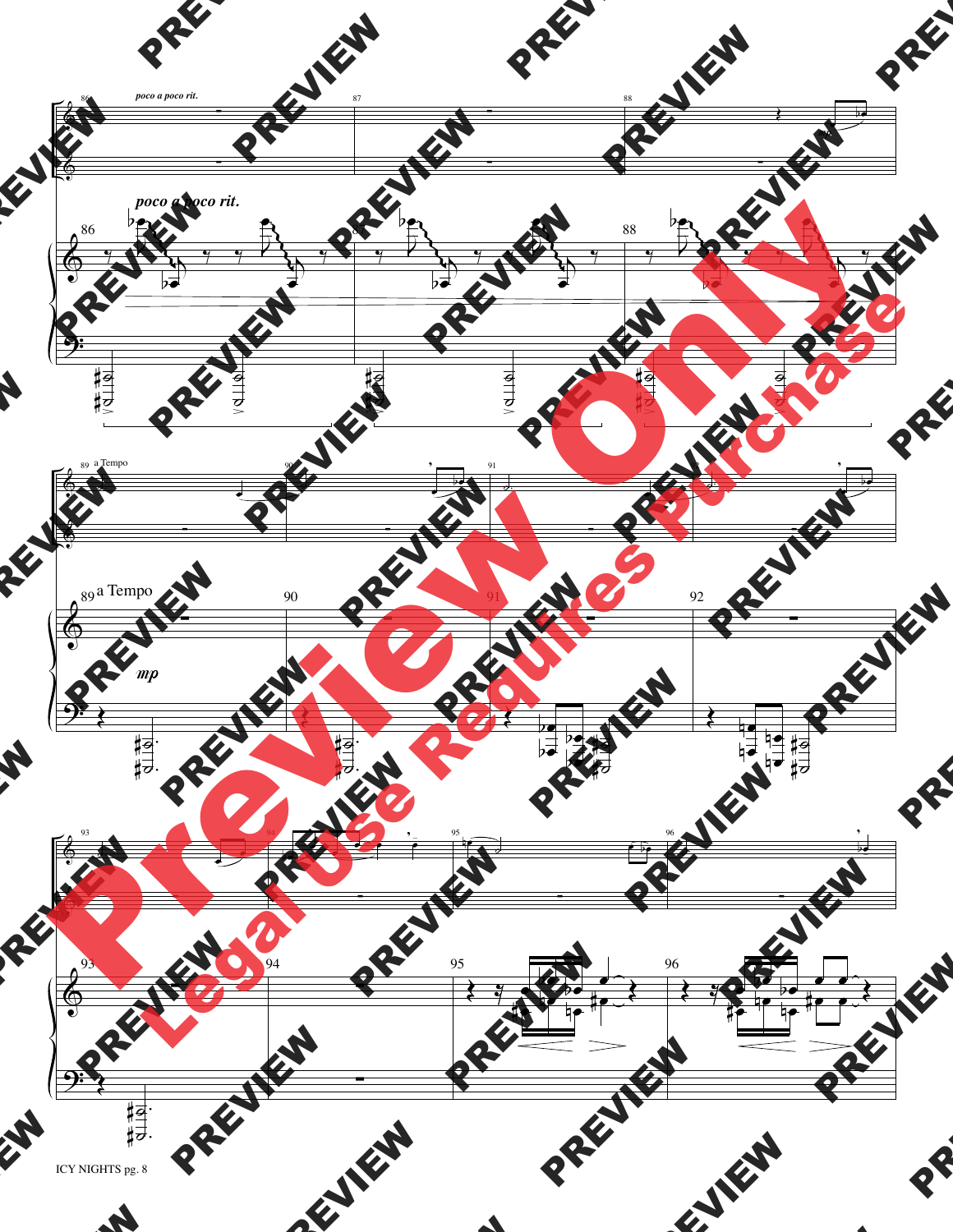*poco a poco rit.*

*poco a poco rit.*

a Tempo

a Tempo

*mp*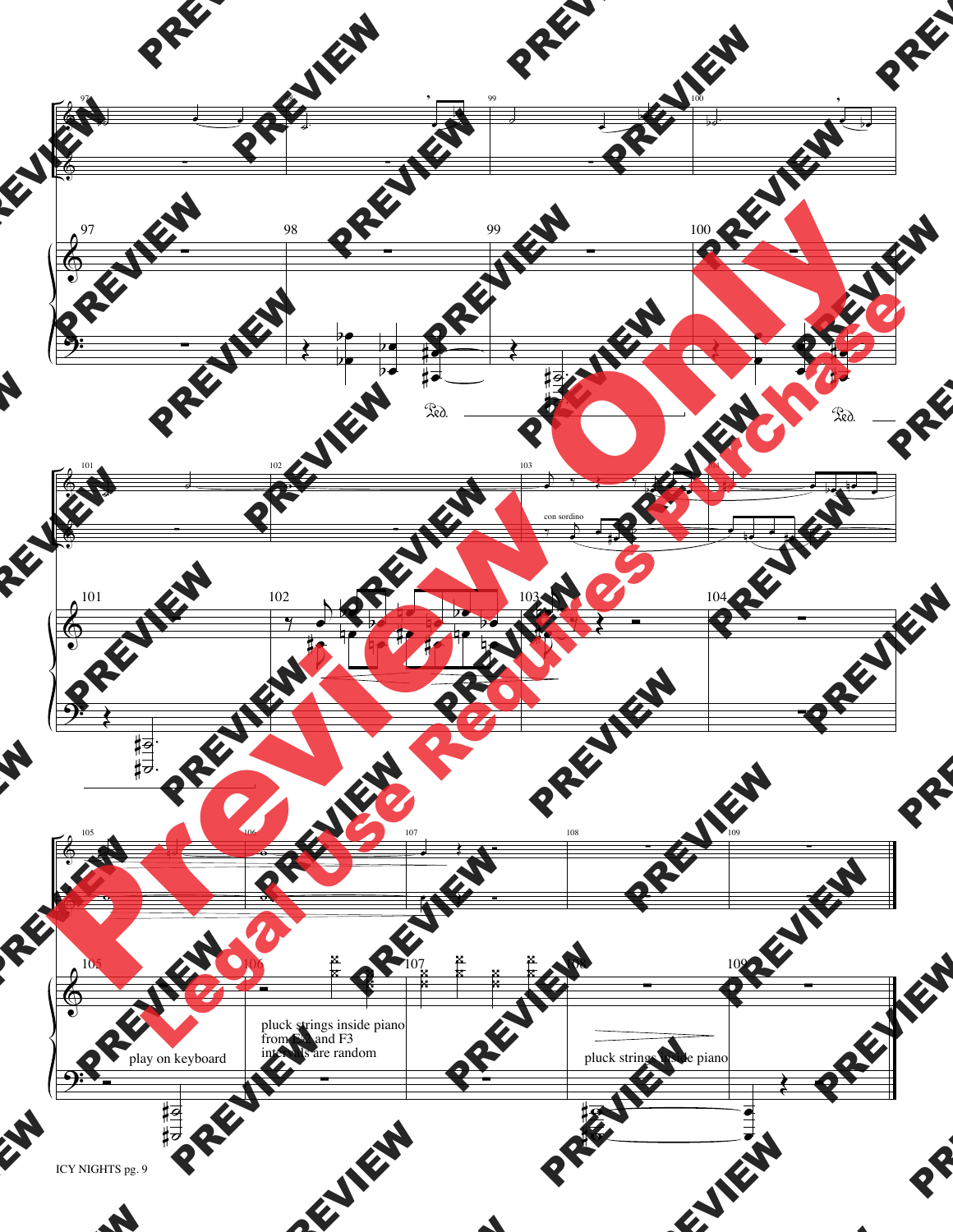con sordino

play on keyboard

pluck strings inside piano
from E2 and F3
intervals are random

pluck strings inside piano